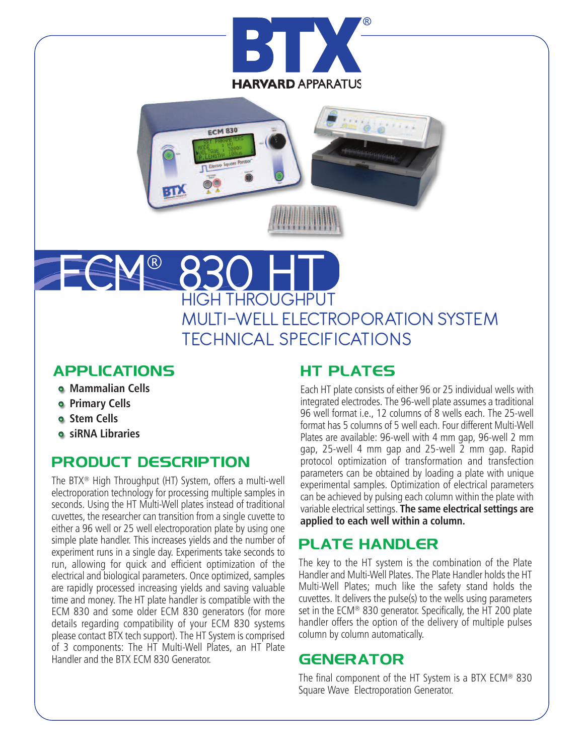BTX® HARVARD APPARATUS

# ECM® 830 HT

## HIGH THROUGHPUT MULTI-WELL ELECTROPORATION SYSTEM TECHNICAL SPECIFICATIONS

## APPLICATIONS

- **Mammalian Cells**
- **Primary Cells**
- **Stem Cells**
- **siRNA Libraries**

## PRODUCT DESCRIPTION

The BTX® High Throughput (HT) System, offers a multi-well electroporation technology for processing multiple samples in seconds. Using the HT Multi-Well plates instead of traditional cuvettes, the researcher can transition from a single cuvette to either a 96 well or 25 well electroporation plate by using one simple plate handler. This increases yields and the number of experiment runs in a single day. Experiments take seconds to run, allowing for quick and efficient optimization of the electrical and biological parameters. Once optimized, samples are rapidly processed increasing yields and saving valuable time and money. The HT plate handler is compatible with the ECM 830 and some older ECM 830 generators (for more details regarding compatibility of your ECM 830 systems please contact BTX tech support). The HT System is comprised of 3 components: The HT Multi-Well Plates, an HT Plate Handler and the BTX ECM 830 Generator.

## HT PLATES

Each HT plate consists of either 96 or 25 individual wells with integrated electrodes. The 96-well plate assumes a traditional 96 well format i.e., 12 columns of 8 wells each. The 25-well format has 5 columns of 5 well each. Four different Multi-Well Plates are available: 96-well with 4 mm gap, 96-well 2 mm gap, 25-well 4 mm gap and 25-well 2 mm gap. Rapid protocol optimization of transformation and transfection parameters can be obtained by loading a plate with unique experimental samples. Optimization of electrical parameters can be achieved by pulsing each column within the plate with variable electrical settings. **The same electrical settings are applied to each well within a column.**

## PLATE HANDLER

The key to the HT system is the combination of the Plate Handler and Multi-Well Plates. The Plate Handler holds the HT Multi-Well Plates; much like the safety stand holds the cuvettes. It delivers the pulse(s) to the wells using parameters set in the ECM® 830 generator. Specifically, the HT 200 plate handler offers the option of the delivery of multiple pulses column by column automatically.

## GENERATOR

The final component of the HT System is a BTX ECM® 830 Square Wave Electroporation Generator.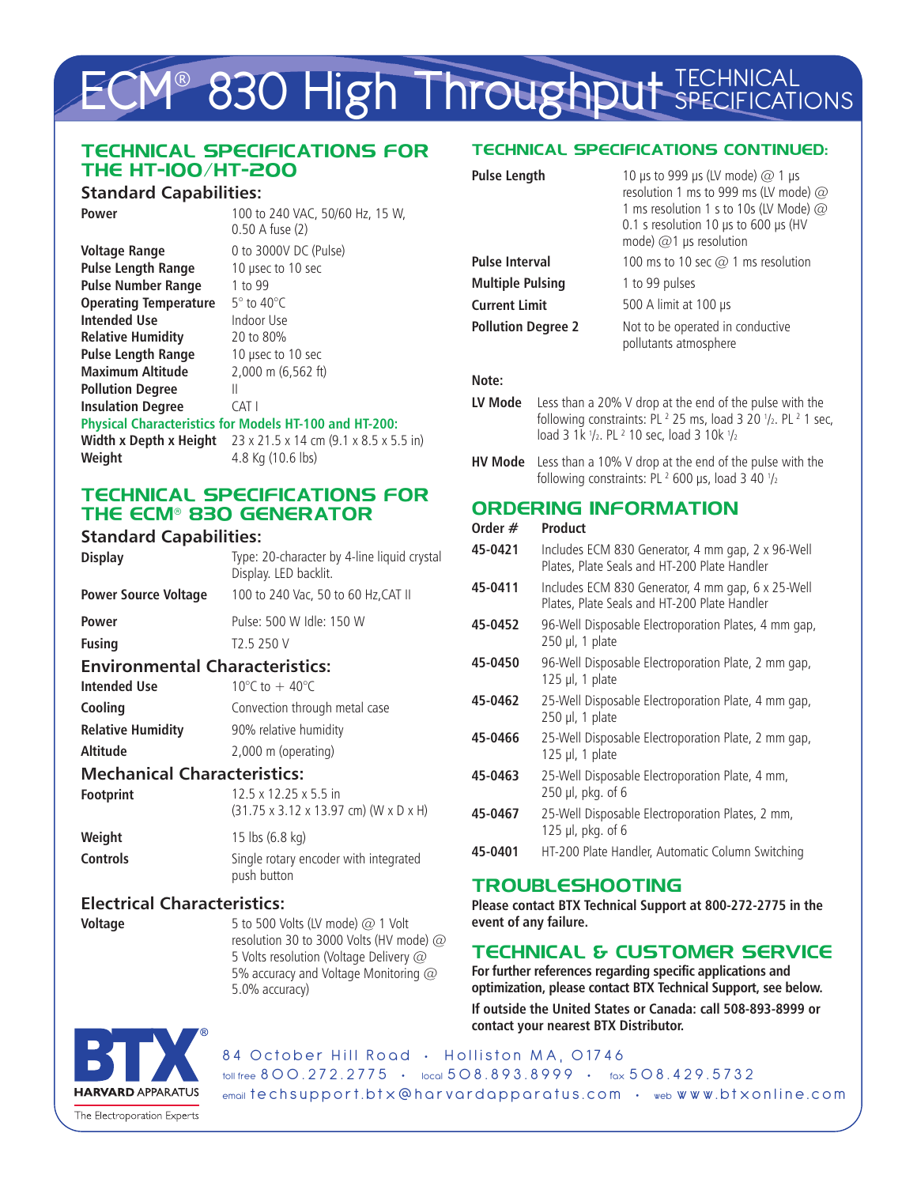# ECM® 830 High Throughput TECHNICAL SPECIFICATIONS

## TECHNICAL SPECIFICATIONS FOR THE HT-100/HT-200

### Standard Capabilities:

| | |
|---|---|
| **Power** | 100 to 240 VAC, 50/60 Hz, 15 W, 0.50 A fuse (2) |
| **Voltage Range** | 0 to 3000V DC (Pulse) |
| **Pulse Length Range** | 10 µsec to 10 sec |
| **Pulse Number Range** | 1 to 99 |
| **Operating Temperature** | 5° to 40°C |
| **Intended Use** | Indoor Use |
| **Relative Humidity** | 20 to 80% |
| **Pulse Length Range** | 10 µsec to 10 sec |
| **Maximum Altitude** | 2,000 m (6,562 ft) |
| **Pollution Degree** | II |
| **Insulation Degree** | CAT I |

**Physical Characteristics for Models HT-100 and HT-200:**

| | |
|---|---|
| **Width x Depth x Height** | 23 x 21.5 x 14 cm (9.1 x 8.5 x 5.5 in) |
| **Weight** | 4.8 Kg (10.6 lbs) |

## TECHNICAL SPECIFICATIONS FOR THE ECM® 830 GENERATOR

### Standard Capabilities:

| | |
|---|---|
| **Display** | Type: 20-character by 4-line liquid crystal Display. LED backlit. |
| **Power Source Voltage** | 100 to 240 Vac, 50 to 60 Hz,CAT II |
| **Power** | Pulse: 500 W Idle: 150 W |
| **Fusing** | T2.5 250 V |

### Environmental Characteristics:

| | |
|---|---|
| **Intended Use** | 10°C to + 40°C |
| **Cooling** | Convection through metal case |
| **Relative Humidity** | 90% relative humidity |
| **Altitude** | 2,000 m (operating) |

### Mechanical Characteristics:

| | |
|---|---|
| **Footprint** | 12.5 x 12.25 x 5.5 in (31.75 x 3.12 x 13.97 cm) (W x D x H) |
| **Weight** | 15 lbs (6.8 kg) |
| **Controls** | Single rotary encoder with integrated push button |

### Electrical Characteristics:

| | |
|---|---|
| **Voltage** | 5 to 500 Volts (LV mode) @ 1 Volt resolution 30 to 3000 Volts (HV mode) @ 5 Volts resolution (Voltage Delivery @ 5% accuracy and Voltage Monitoring @ 5.0% accuracy) |

## TECHNICAL SPECIFICATIONS CONTINUED:

| | |
|---|---|
| **Pulse Length** | 10 µs to 999 µs (LV mode) @ 1 µs resolution 1 ms to 999 ms (LV mode) @ 1 ms resolution 1 s to 10s (LV Mode) @ 0.1 s resolution 10 µs to 600 µs (HV mode) @1 µs resolution |
| **Pulse Interval** | 100 ms to 10 sec @ 1 ms resolution |
| **Multiple Pulsing** | 1 to 99 pulses |
| **Current Limit** | 500 A limit at 100 µs |
| **Pollution Degree 2** | Not to be operated in conductive pollutants atmosphere |

**Note:**

**LV Mode** Less than a 20% V drop at the end of the pulse with the following constraints: PL ² 25 ms, load 3 20 ¹/₂. PL ² 1 sec, load 3 1k ¹/₂. PL ² 10 sec, load 3 10k ¹/₂

**HV Mode** Less than a 10% V drop at the end of the pulse with the following constraints: PL ² 600 µs, load 3 40 ¹/₂

## ORDERING INFORMATION

| Order # | Product |
|---|---|
| 45-0421 | Includes ECM 830 Generator, 4 mm gap, 2 x 96-Well Plates, Plate Seals and HT-200 Plate Handler |
| 45-0411 | Includes ECM 830 Generator, 4 mm gap, 6 x 25-Well Plates, Plate Seals and HT-200 Plate Handler |
| 45-0452 | 96-Well Disposable Electroporation Plates, 4 mm gap, 250 µl, 1 plate |
| 45-0450 | 96-Well Disposable Electroporation Plate, 2 mm gap, 125 µl, 1 plate |
| 45-0462 | 25-Well Disposable Electroporation Plate, 4 mm gap, 250 µl, 1 plate |
| 45-0466 | 25-Well Disposable Electroporation Plate, 2 mm gap, 125 µl, 1 plate |
| 45-0463 | 25-Well Disposable Electroporation Plate, 4 mm, 250 µl, pkg. of 6 |
| 45-0467 | 25-Well Disposable Electroporation Plates, 2 mm, 125 µl, pkg. of 6 |
| 45-0401 | HT-200 Plate Handler, Automatic Column Switching |

## TROUBLESHOOTING

**Please contact BTX Technical Support at 800-272-2775 in the event of any failure.**

## TECHNICAL & CUSTOMER SERVICE

**For further references regarding specific applications and optimization, please contact BTX Technical Support, see below.**

**If outside the United States or Canada: call 508-893-8999 or contact your nearest BTX Distributor.**

BTX® HARVARD APPARATUS
The Electroporation Experts

84 October Hill Road • Holliston MA, 01746
toll free 800.272.2775 • local 508.893.8999 • fax 508.429.5732
email techsupport.btx@harvardapparatus.com • web www.btxonline.com